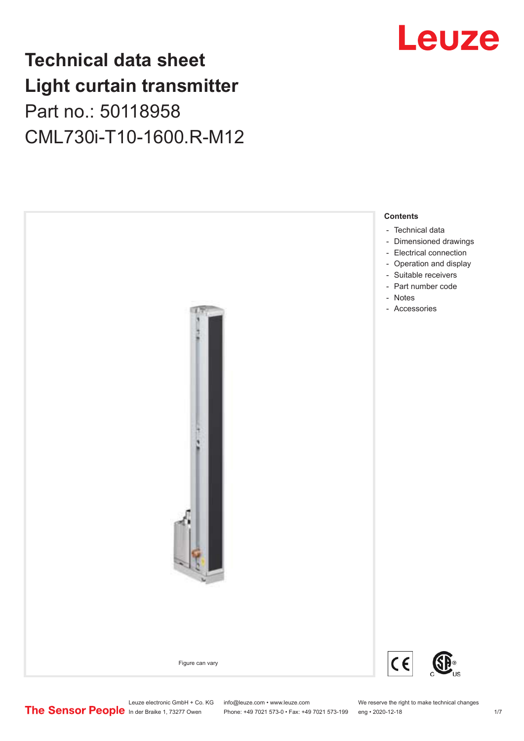# Technical data sheet
# Light curtain transmitter

Part no.: 50118958

CML730i-T10-1600.R-M12

Figure can vary

**Contents**

- Technical data
- Dimensioned drawings
- Electrical connection
- Operation and display
- Suitable receivers
- Part number code
- Notes
- Accessories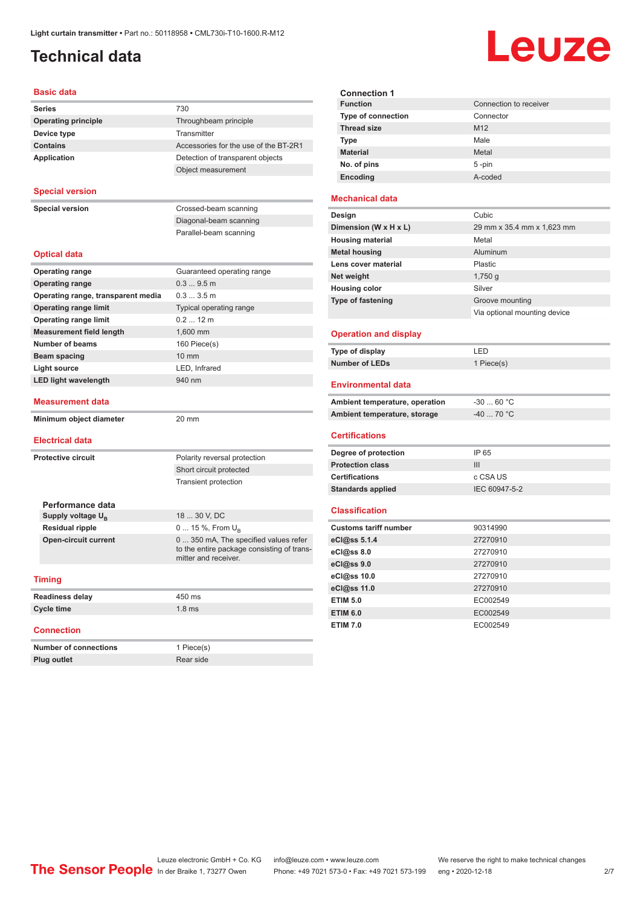# Technical data

## Basic data

| | |
|---|---|
| Series | 730 |
| Operating principle | Throughbeam principle |
| Device type | Transmitter |
| Contains | Accessories for the use of the BT-2R1 |
| Application | Detection of transparent objects |
| | Object measurement |

## Special version

| | |
|---|---|
| Special version | Crossed-beam scanning |
| | Diagonal-beam scanning |
| | Parallel-beam scanning |

## Optical data

| | |
|---|---|
| Operating range | Guaranteed operating range |
| Operating range | 0.3 ... 9.5 m |
| Operating range, transparent media | 0.3 ... 3.5 m |
| Operating range limit | Typical operating range |
| Operating range limit | 0.2 ... 12 m |
| Measurement field length | 1,600 mm |
| Number of beams | 160 Piece(s) |
| Beam spacing | 10 mm |
| Light source | LED, Infrared |
| LED light wavelength | 940 nm |

## Measurement data

| | |
|---|---|
| Minimum object diameter | 20 mm |

## Electrical data

| | |
|---|---|
| Protective circuit | Polarity reversal protection |
| | Short circuit protected |
| | Transient protection |

### Performance data

| | |
|---|---|
| Supply voltage $U_B$ | 18 ... 30 V, DC |
| Residual ripple | 0 ... 15 %, From $U_B$ |
| Open-circuit current | 0 ... 350 mA, The specified values refer to the entire package consisting of transmitter and receiver. |

## Timing

| | |
|---|---|
| Readiness delay | 450 ms |
| Cycle time | 1.8 ms |

## Connection

| | |
|---|---|
| Number of connections | 1 Piece(s) |
| Plug outlet | Rear side |

### Connection 1

| | |
|---|---|
| Function | Connection to receiver |
| Type of connection | Connector |
| Thread size | M12 |
| Type | Male |
| Material | Metal |
| No. of pins | 5 -pin |
| Encoding | A-coded |

## Mechanical data

| | |
|---|---|
| Design | Cubic |
| Dimension (W x H x L) | 29 mm x 35.4 mm x 1,623 mm |
| Housing material | Metal |
| Metal housing | Aluminum |
| Lens cover material | Plastic |
| Net weight | 1,750 g |
| Housing color | Silver |
| Type of fastening | Groove mounting |
| | Via optional mounting device |

## Operation and display

| | |
|---|---|
| Type of display | LED |
| Number of LEDs | 1 Piece(s) |

## Environmental data

| | |
|---|---|
| Ambient temperature, operation | -30 ... 60 °C |
| Ambient temperature, storage | -40 ... 70 °C |

## Certifications

| | |
|---|---|
| Degree of protection | IP 65 |
| Protection class | III |
| Certifications | c CSA US |
| Standards applied | IEC 60947-5-2 |

## Classification

| | |
|---|---|
| Customs tariff number | 90314990 |
| eCl@ss 5.1.4 | 27270910 |
| eCl@ss 8.0 | 27270910 |
| eCl@ss 9.0 | 27270910 |
| eCl@ss 10.0 | 27270910 |
| eCl@ss 11.0 | 27270910 |
| ETIM 5.0 | EC002549 |
| ETIM 6.0 | EC002549 |
| ETIM 7.0 | EC002549 |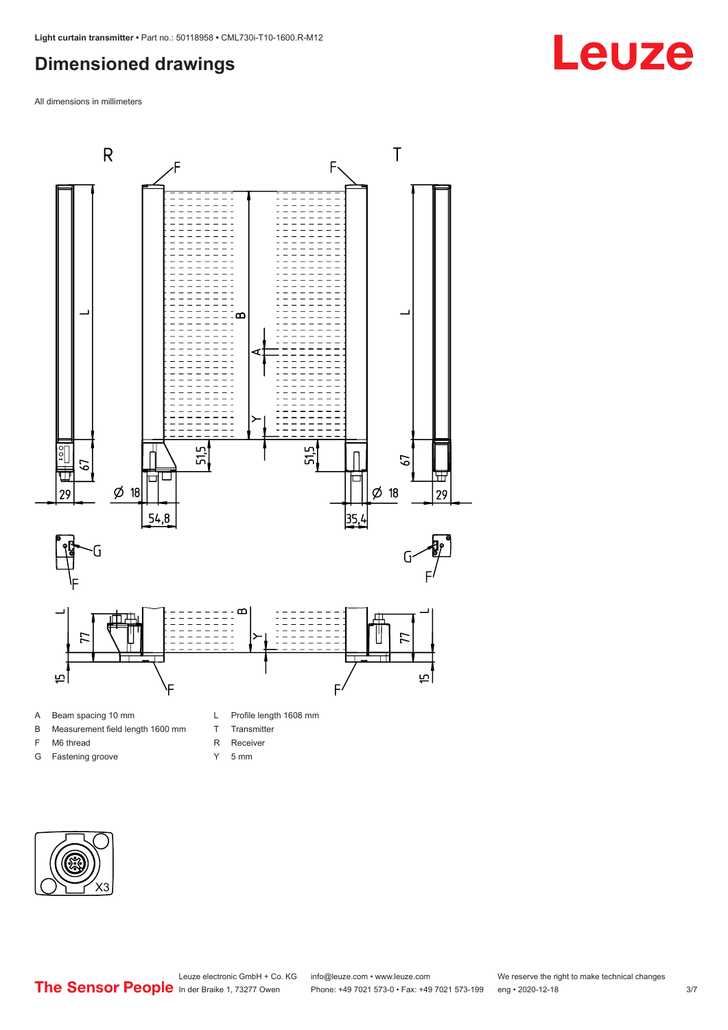## Dimensioned drawings

All dimensions in millimeters

A Beam spacing 10 mm
B Measurement field length 1600 mm
F M6 thread
G Fastening groove
L Profile length 1608 mm
T Transmitter
R Receiver
Y 5 mm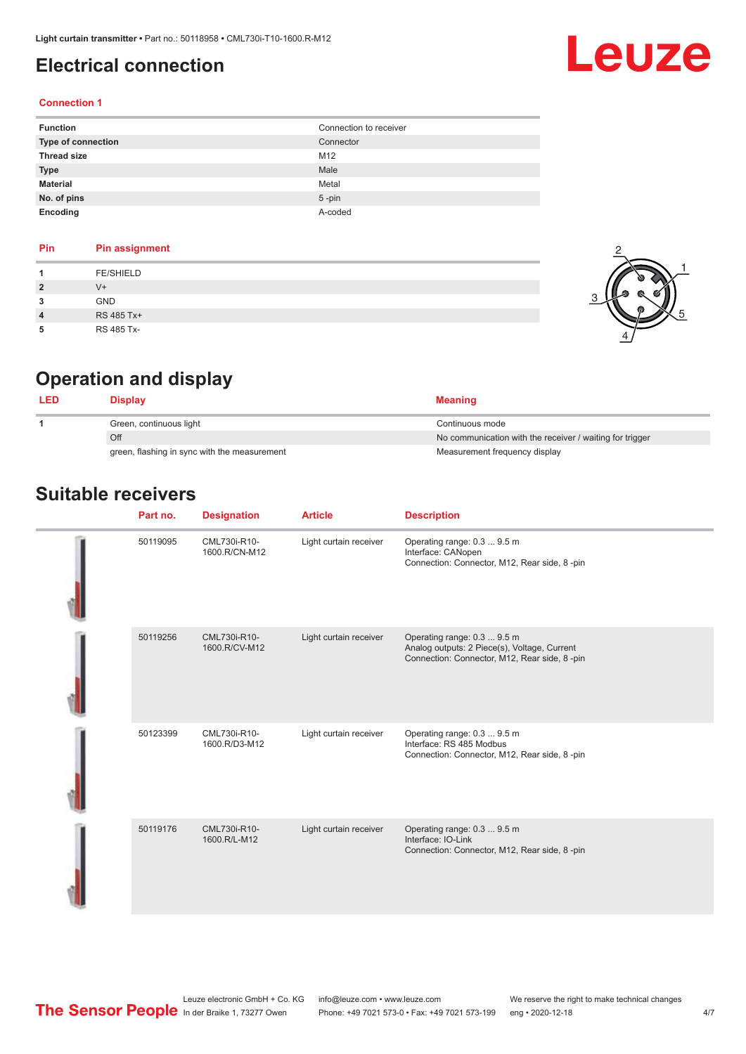# Electrical connection

### Connection 1

| | |
|---|---|
| **Function** | Connection to receiver |
| **Type of connection** | Connector |
| **Thread size** | M12 |
| **Type** | Male |
| **Material** | Metal |
| **No. of pins** | 5 -pin |
| **Encoding** | A-coded |

| Pin | Pin assignment |
|---|---|
| **1** | FE/SHIELD |
| **2** | V+ |
| **3** | GND |
| **4** | RS 485 Tx+ |
| **5** | RS 485 Tx- |

# Operation and display

| LED | Display | Meaning |
|---|---|---|
| **1** | Green, continuous light | Continuous mode |
| | Off | No communication with the receiver / waiting for trigger |
| | green, flashing in sync with the measurement | Measurement frequency display |

# Suitable receivers

| Part no. | Designation | Article | Description |
|---|---|---|---|
| 50119095 | CML730i-R10-1600.R/CN-M12 | Light curtain receiver | Operating range: 0.3 ... 9.5 m<br>Interface: CANopen<br>Connection: Connector, M12, Rear side, 8 -pin |
| 50119256 | CML730i-R10-1600.R/CV-M12 | Light curtain receiver | Operating range: 0.3 ... 9.5 m<br>Analog outputs: 2 Piece(s), Voltage, Current<br>Connection: Connector, M12, Rear side, 8 -pin |
| 50123399 | CML730i-R10-1600.R/D3-M12 | Light curtain receiver | Operating range: 0.3 ... 9.5 m<br>Interface: RS 485 Modbus<br>Connection: Connector, M12, Rear side, 8 -pin |
| 50119176 | CML730i-R10-1600.R/L-M12 | Light curtain receiver | Operating range: 0.3 ... 9.5 m<br>Interface: IO-Link<br>Connection: Connector, M12, Rear side, 8 -pin |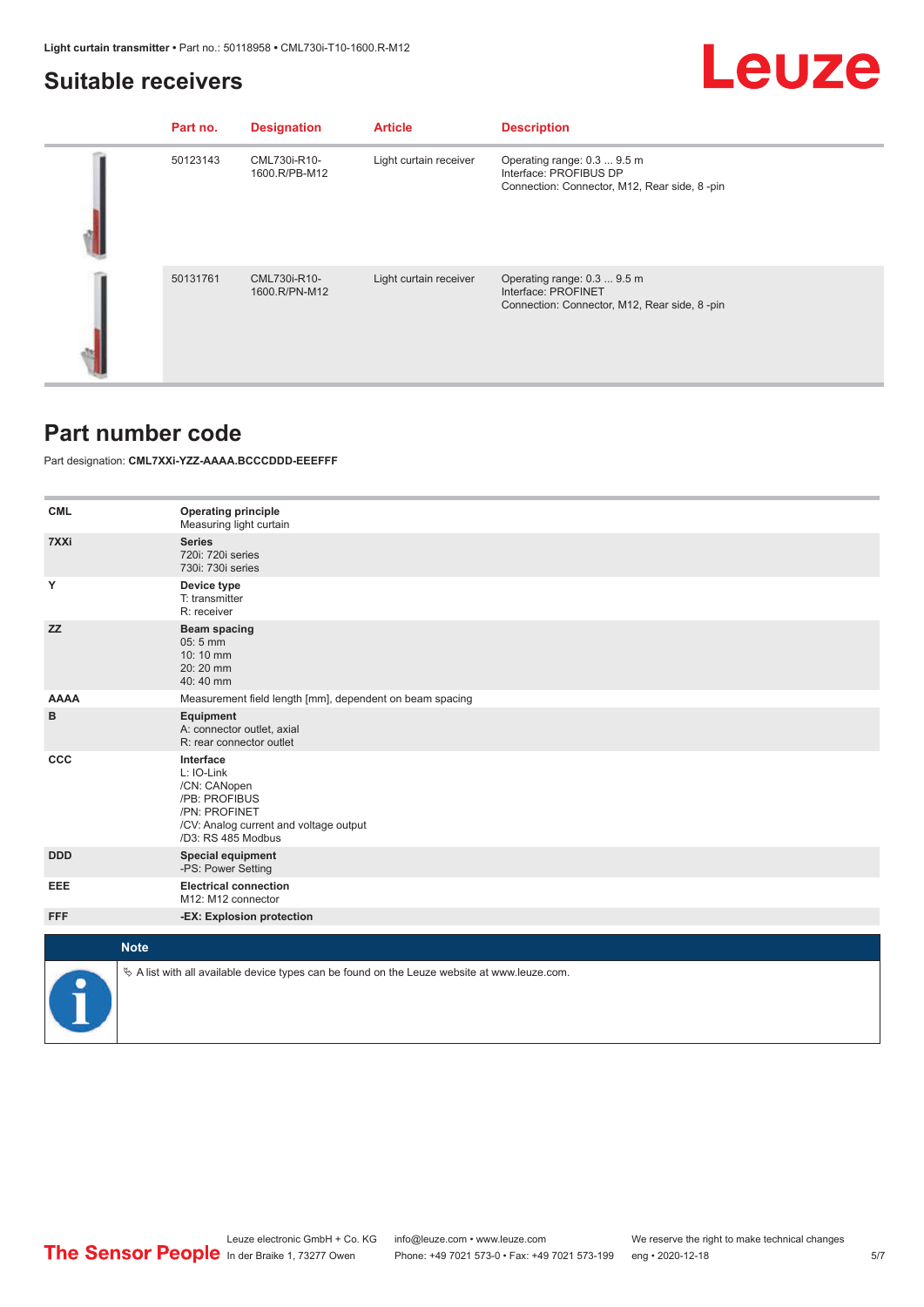## Suitable receivers

| Part no. | Designation | Article | Description |
|---|---|---|---|
| 50123143 | CML730i-R10-1600.R/PB-M12 | Light curtain receiver | Operating range: 0.3 ... 9.5 m<br>Interface: PROFIBUS DP<br>Connection: Connector, M12, Rear side, 8 -pin |
| 50131761 | CML730i-R10-1600.R/PN-M12 | Light curtain receiver | Operating range: 0.3 ... 9.5 m<br>Interface: PROFINET<br>Connection: Connector, M12, Rear side, 8 -pin |

## Part number code

Part designation: **CML7XXi-YZZ-AAAA.BCCCDDD-EEEFFF**

| | |
|---|---|
| **CML** | **Operating principle**<br>Measuring light curtain |
| **7XXi** | **Series**<br>720i: 720i series<br>730i: 730i series |
| **Y** | **Device type**<br>T: transmitter<br>R: receiver |
| **ZZ** | **Beam spacing**<br>05: 5 mm<br>10: 10 mm<br>20: 20 mm<br>40: 40 mm |
| **AAAA** | Measurement field length [mm], dependent on beam spacing |
| **B** | **Equipment**<br>A: connector outlet, axial<br>R: rear connector outlet |
| **CCC** | **Interface**<br>L: IO-Link<br>/CN: CANopen<br>/PB: PROFIBUS<br>/PN: PROFINET<br>/CV: Analog current and voltage output<br>/D3: RS 485 Modbus |
| **DDD** | **Special equipment**<br>-PS: Power Setting |
| **EEE** | **Electrical connection**<br>M12: M12 connector |
| **FFF** | **-EX: Explosion protection** |

**Note**

↳ A list with all available device types can be found on the Leuze website at www.leuze.com.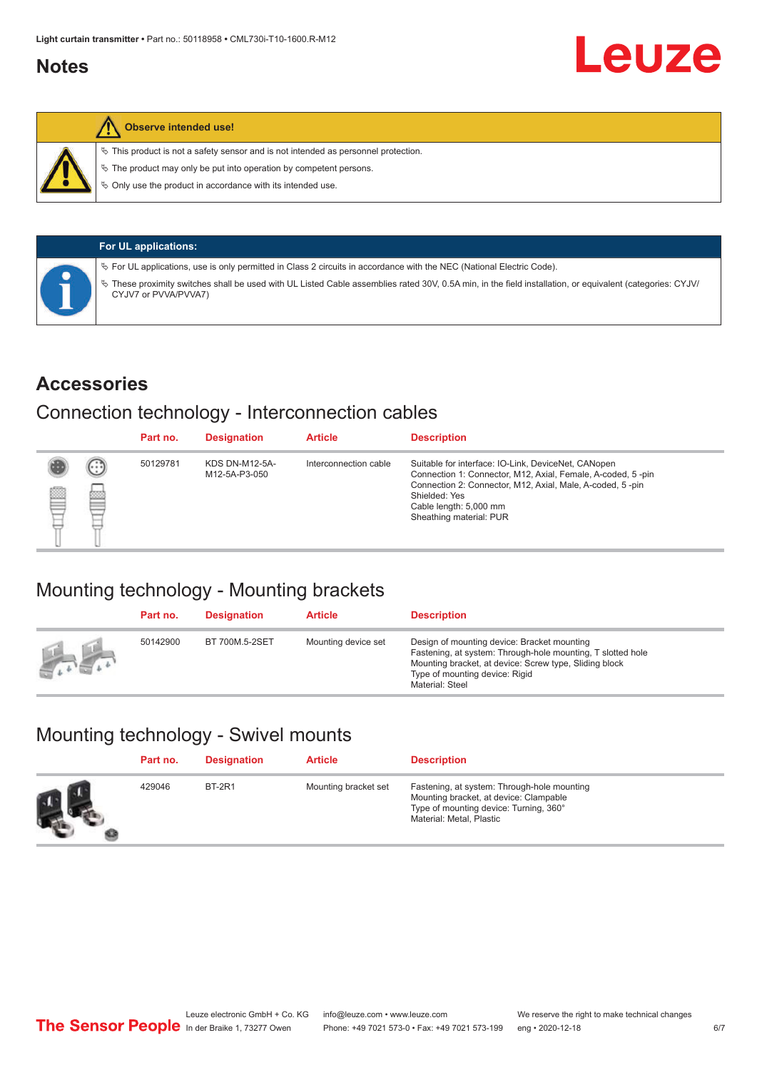## Notes

**Observe intended use!**

- ✎ This product is not a safety sensor and is not intended as personnel protection.
- ✎ The product may only be put into operation by competent persons.
- ✎ Only use the product in accordance with its intended use.

**For UL applications:**

- ✎ For UL applications, use is only permitted in Class 2 circuits in accordance with the NEC (National Electric Code).
- ✎ These proximity switches shall be used with UL Listed Cable assemblies rated 30V, 0.5A min, in the field installation, or equivalent (categories: CYJV/CYJV7 or PVVA/PVVA7)

## Accessories

### Connection technology - Interconnection cables

| Part no. | Designation | Article | Description |
|---|---|---|---|
| 50129781 | KDS DN-M12-5A-M12-5A-P3-050 | Interconnection cable | Suitable for interface: IO-Link, DeviceNet, CANopen<br>Connection 1: Connector, M12, Axial, Female, A-coded, 5 -pin<br>Connection 2: Connector, M12, Axial, Male, A-coded, 5 -pin<br>Shielded: Yes<br>Cable length: 5,000 mm<br>Sheathing material: PUR |

### Mounting technology - Mounting brackets

| Part no. | Designation | Article | Description |
|---|---|---|---|
| 50142900 | BT 700M.5-2SET | Mounting device set | Design of mounting device: Bracket mounting<br>Fastening, at system: Through-hole mounting, T slotted hole<br>Mounting bracket, at device: Screw type, Sliding block<br>Type of mounting device: Rigid<br>Material: Steel |

### Mounting technology - Swivel mounts

| Part no. | Designation | Article | Description |
|---|---|---|---|
| 429046 | BT-2R1 | Mounting bracket set | Fastening, at system: Through-hole mounting<br>Mounting bracket, at device: Clampable<br>Type of mounting device: Turning, 360°<br>Material: Metal, Plastic |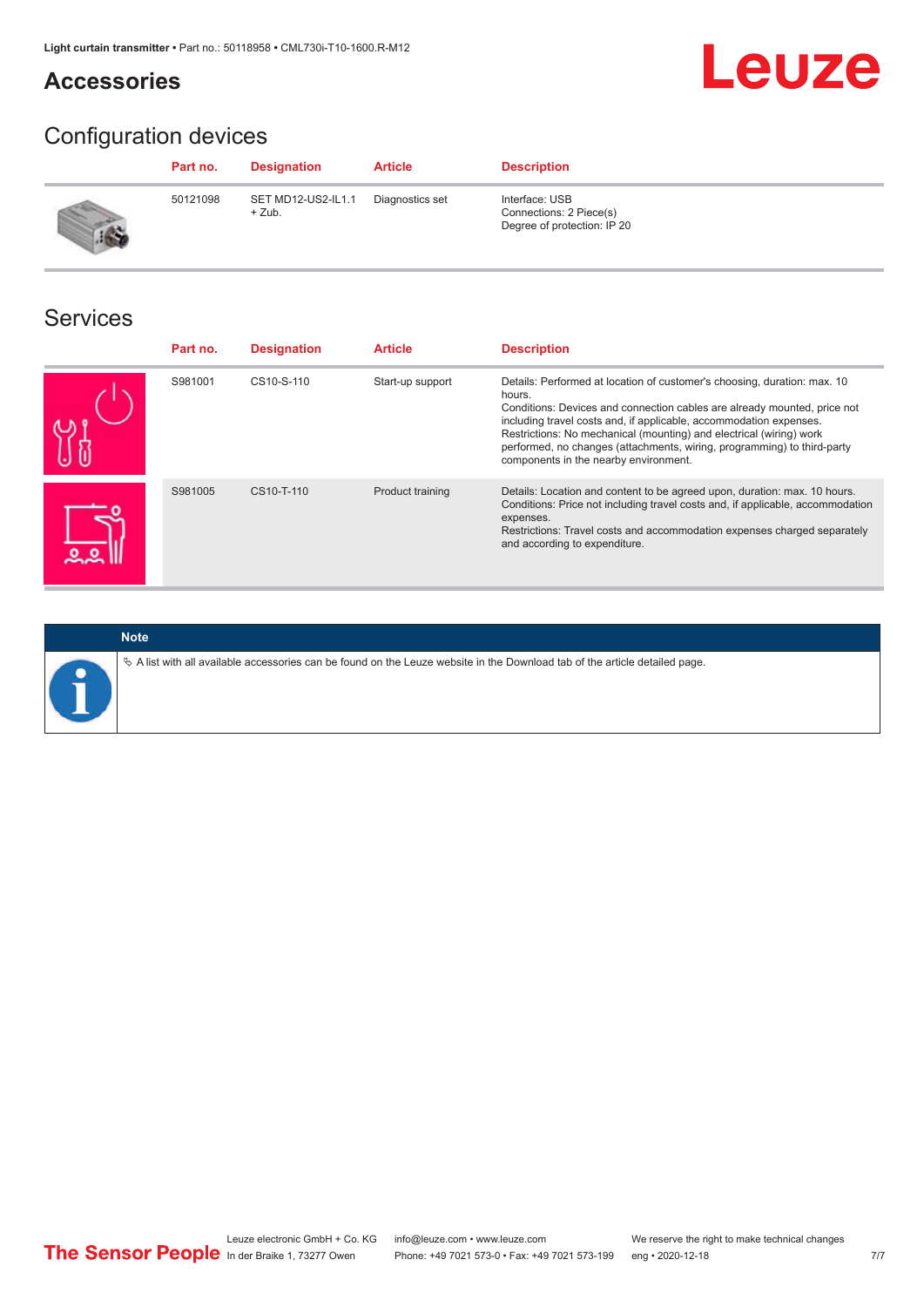## Accessories

### Configuration devices

| | Part no. | Designation | Article | Description |
|---|---|---|---|---|
| | 50121098 | SET MD12-US2-IL1.1 + Zub. | Diagnostics set | Interface: USB<br>Connections: 2 Piece(s)<br>Degree of protection: IP 20 |

### Services

| | Part no. | Designation | Article | Description |
|---|---|---|---|---|
| | S981001 | CS10-S-110 | Start-up support | Details: Performed at location of customer's choosing, duration: max. 10 hours.<br>Conditions: Devices and connection cables are already mounted, price not including travel costs and, if applicable, accommodation expenses.<br>Restrictions: No mechanical (mounting) and electrical (wiring) work performed, no changes (attachments, wiring, programming) to third-party components in the nearby environment. |
| | S981005 | CS10-T-110 | Product training | Details: Location and content to be agreed upon, duration: max. 10 hours.<br>Conditions: Price not including travel costs and, if applicable, accommodation expenses.<br>Restrictions: Travel costs and accommodation expenses charged separately and according to expenditure. |

**Note**

A list with all available accessories can be found on the Leuze website in the Download tab of the article detailed page.